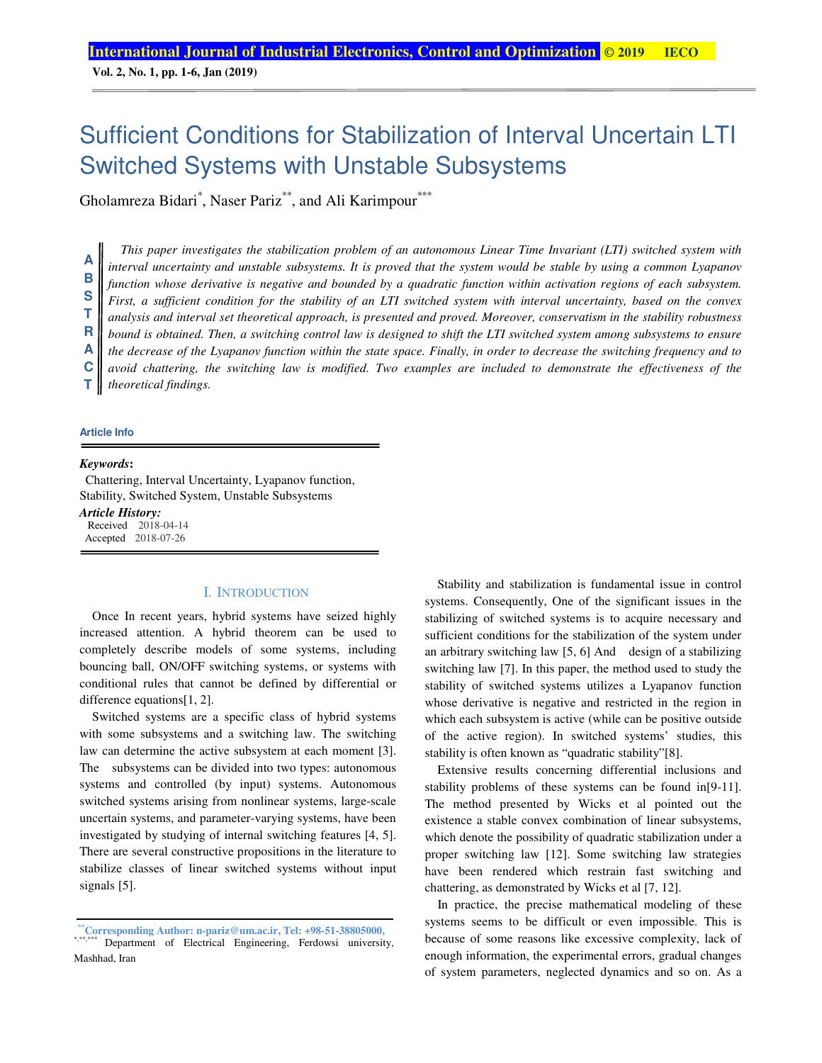# Sufficient Conditions for Stabilization of Interval Uncertain LTI Switched Systems with Unstable Subsystems

Gholamreza Bidari[*], Naser Pariz[**], and Ali Karimpour[***]

**ABSTRACT**

*This paper investigates the stabilization problem of an autonomous Linear Time Invariant (LTI) switched system with interval uncertainty and unstable subsystems. It is proved that the system would be stable by using a common Lyapanov function whose derivative is negative and bounded by a quadratic function within activation regions of each subsystem. First, a sufficient condition for the stability of an LTI switched system with interval uncertainty, based on the convex analysis and interval set theoretical approach, is presented and proved. Moreover, conservatism in the stability robustness bound is obtained. Then, a switching control law is designed to shift the LTI switched system among subsystems to ensure the decrease of the Lyapanov function within the state space. Finally, in order to decrease the switching frequency and to avoid chattering, the switching law is modified. Two examples are included to demonstrate the effectiveness of the theoretical findings.*

**Article Info**

***Keywords*:**
Chattering, Interval Uncertainty, Lyapanov function, Stability, Switched System, Unstable Subsystems

***Article History:***
Received 2018-04-14
Accepted 2018-07-26

## I. Introduction

Once In recent years, hybrid systems have seized highly increased attention. A hybrid theorem can be used to completely describe models of some systems, including bouncing ball, ON/OFF switching systems, or systems with conditional rules that cannot be defined by differential or difference equations[1, 2].

Switched systems are a specific class of hybrid systems with some subsystems and a switching law. The switching law can determine the active subsystem at each moment [3]. The subsystems can be divided into two types: autonomous systems and controlled (by input) systems. Autonomous switched systems arising from nonlinear systems, large-scale uncertain systems, and parameter-varying systems, have been investigated by studying of internal switching features [4, 5]. There are several constructive propositions in the literature to stabilize classes of linear switched systems without input signals [5].

Stability and stabilization is fundamental issue in control systems. Consequently, One of the significant issues in the stabilizing of switched systems is to acquire necessary and sufficient conditions for the stabilization of the system under an arbitrary switching law [5, 6] And design of a stabilizing switching law [7]. In this paper, the method used to study the stability of switched systems utilizes a Lyapanov function whose derivative is negative and restricted in the region in which each subsystem is active (while can be positive outside of the active region). In switched systems' studies, this stability is often known as "quadratic stability"[8].

Extensive results concerning differential inclusions and stability problems of these systems can be found in[9-11]. The method presented by Wicks et al pointed out the existence a stable convex combination of linear subsystems, which denote the possibility of quadratic stabilization under a proper switching law [12]. Some switching law strategies have been rendered which restrain fast switching and chattering, as demonstrated by Wicks et al [7, 12].

In practice, the precise mathematical modeling of these systems seems to be difficult or even impossible. This is because of some reasons like excessive complexity, lack of enough information, the experimental errors, gradual changes of system parameters, neglected dynamics and so on. As a

---

[**]Corresponding Author: n-pariz@um.ac.ir, Tel: +98-51-38805000,
[*,**,***] Department of Electrical Engineering, Ferdowsi university, Mashhad, Iran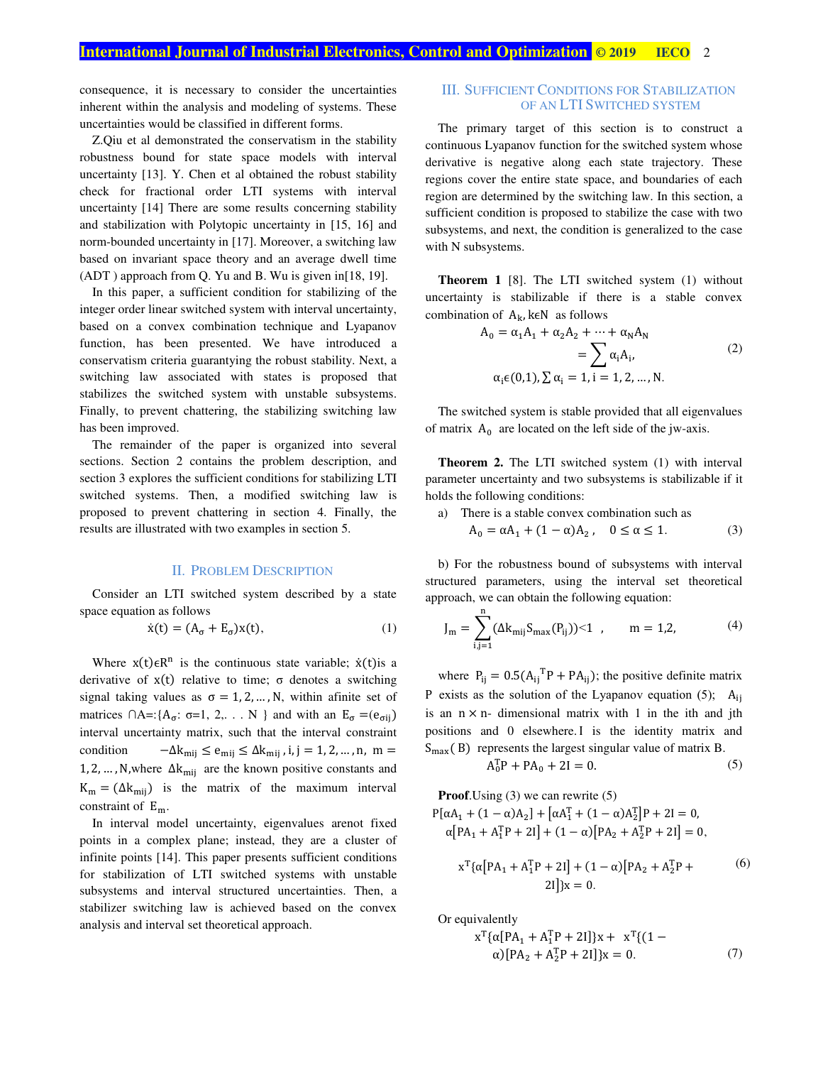consequence, it is necessary to consider the uncertainties inherent within the analysis and modeling of systems. These uncertainties would be classified in different forms.

Z.Qiu et al demonstrated the conservatism in the stability robustness bound for state space models with interval uncertainty [13]. Y. Chen et al obtained the robust stability check for fractional order LTI systems with interval uncertainty [14] There are some results concerning stability and stabilization with Polytopic uncertainty in [15, 16] and norm-bounded uncertainty in [17]. Moreover, a switching law based on invariant space theory and an average dwell time (ADT ) approach from Q. Yu and B. Wu is given in[18, 19].

In this paper, a sufficient condition for stabilizing of the integer order linear switched system with interval uncertainty, based on a convex combination technique and Lyapanov function, has been presented. We have introduced a conservatism criteria guarantying the robust stability. Next, a switching law associated with states is proposed that stabilizes the switched system with unstable subsystems. Finally, to prevent chattering, the stabilizing switching law has been improved.

The remainder of the paper is organized into several sections. Section 2 contains the problem description, and section 3 explores the sufficient conditions for stabilizing LTI switched systems. Then, a modified switching law is proposed to prevent chattering in section 4. Finally, the results are illustrated with two examples in section 5.

## II. Problem Description

Consider an LTI switched system described by a state space equation as follows

$$\dot{x}(t) = (A_\sigma + E_\sigma)x(t), \tag{1}$$

Where $x(t)\epsilon R^n$ is the continuous state variable; $\dot{x}(t)$is a derivative of $x(t)$ relative to time; $\sigma$ denotes a switching signal taking values as $\sigma = 1, 2, \dots, N$, within afinite set of matrices $\cap$A=:{$A_\sigma$: σ=1, 2,. . . N } and with an $E_\sigma = (e_{\sigma ij})$ interval uncertainty matrix, such that the interval constraint condition $-\Delta k_{mij} \le e_{mij} \le \Delta k_{mij}, i, j = 1, 2, \dots, n,\ m = 1, 2, \dots, N$,where $\Delta k_{mij}$ are the known positive constants and $K_m = (\Delta k_{mij})$ is the matrix of the maximum interval constraint of $E_m$.

In interval model uncertainty, eigenvalues arenot fixed points in a complex plane; instead, they are a cluster of infinite points [14]. This paper presents sufficient conditions for stabilization of LTI switched systems with unstable subsystems and interval structured uncertainties. Then, a stabilizer switching law is achieved based on the convex analysis and interval set theoretical approach.

## III. Sufficient Conditions for Stabilization of an LTI Switched System

The primary target of this section is to construct a continuous Lyapanov function for the switched system whose derivative is negative along each state trajectory. These regions cover the entire state space, and boundaries of each region are determined by the switching law. In this section, a sufficient condition is proposed to stabilize the case with two subsystems, and next, the condition is generalized to the case with N subsystems.

**Theorem 1** [8]. The LTI switched system (1) without uncertainty is stabilizable if there is a stable convex combination of $A_k, k\epsilon N$ as follows

$$A_0 = \alpha_1 A_1 + \alpha_2 A_2 + \dots + \alpha_N A_N = \sum \alpha_i A_i, \tag{2}$$
$$\alpha_i \epsilon (0,1), \sum \alpha_i = 1, i = 1, 2, \dots, N.$$

The switched system is stable provided that all eigenvalues of matrix $A_0$ are located on the left side of the jw-axis.

**Theorem 2.** The LTI switched system (1) with interval parameter uncertainty and two subsystems is stabilizable if it holds the following conditions:

a) There is a stable convex combination such as

$$A_0 = \alpha A_1 + (1-\alpha)A_2, \quad 0 \le \alpha \le 1. \tag{3}$$

b) For the robustness bound of subsystems with interval structured parameters, using the interval set theoretical approach, we can obtain the following equation:

$$J_m = \sum_{i,j=1}^{n} (\Delta k_{mij} S_{max}(P_{ij})) < 1 \ , \qquad m = 1,2, \tag{4}$$

where $P_{ij} = 0.5({A_{ij}}^T P + P A_{ij})$; the positive definite matrix P exists as the solution of the Lyapanov equation (5); $A_{ij}$ is an $n \times n$- dimensional matrix with 1 in the ith and jth positions and 0 elsewhere. I is the identity matrix and $S_{max}(B)$ represents the largest singular value of matrix B.

$$A_0^T P + P A_0 + 2I = 0. \tag{5}$$

**Proof**.Using (3) we can rewrite (5)

$$P[\alpha A_1 + (1-\alpha)A_2] + [\alpha A_1^T + (1-\alpha)A_2^T]P + 2I = 0,$$
$$\alpha[PA_1 + A_1^T P + 2I] + (1-\alpha)[PA_2 + A_2^T P + 2I] = 0,$$

$$x^T\{\alpha[PA_1 + A_1^T P + 2I] + (1-\alpha)[PA_2 + A_2^T P + 2I]\}x = 0. \tag{6}$$

Or equivalently

$$x^T\{\alpha[PA_1 + A_1^T P + 2I]\}x + x^T\{(1-\alpha)[PA_2 + A_2^T P + 2I]\}x = 0. \tag{7}$$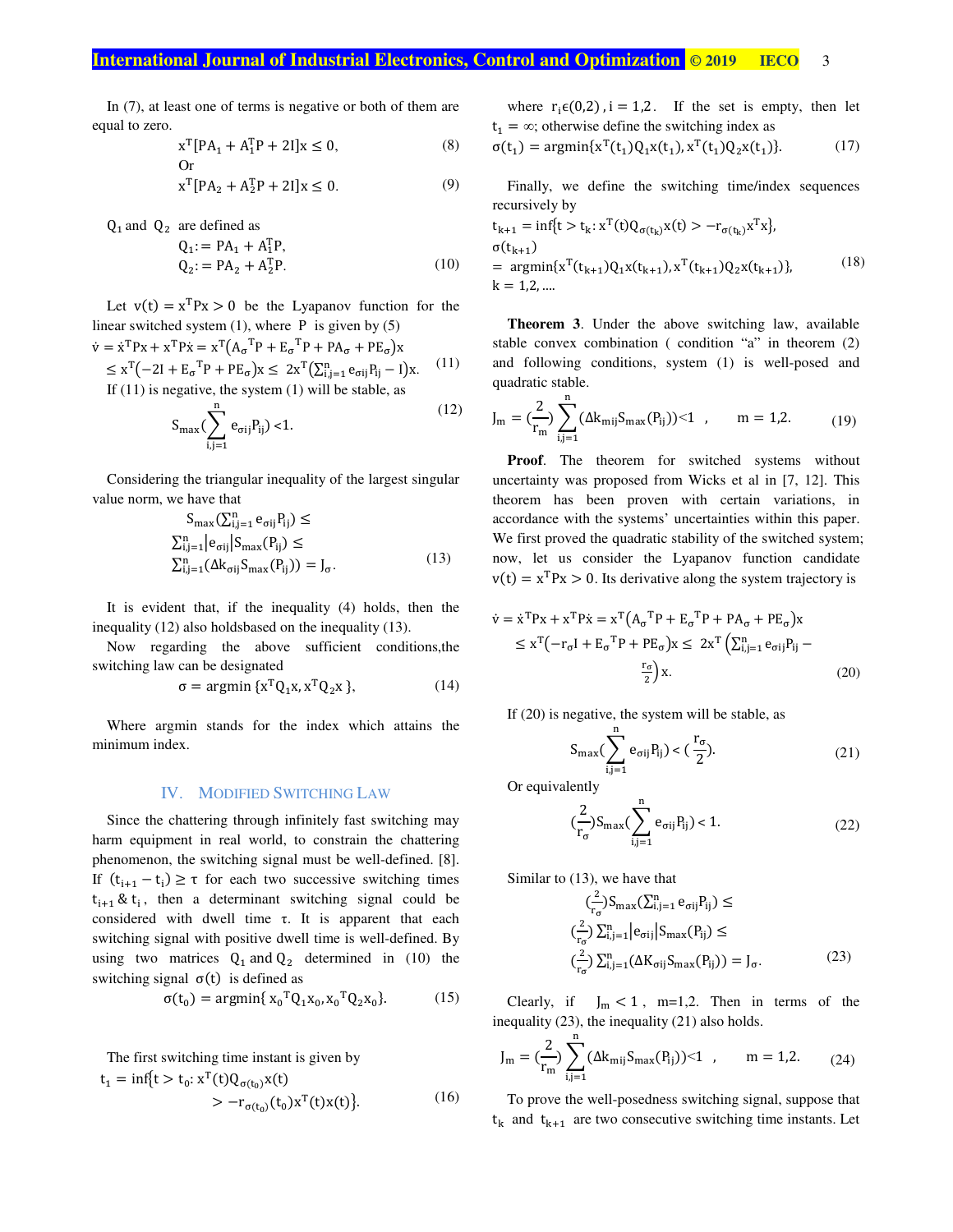In (7), at least one of terms is negative or both of them are equal to zero.

$$x^T[PA_1 + A_1^T P + 2I]x \leq 0, \tag{8}$$

Or

$$x^T[PA_2 + A_2^T P + 2I]x \leq 0. \tag{9}$$

$Q_1$ and $Q_2$ are defined as

$$Q_1 := PA_1 + A_1^T P,$$
$$Q_2 := PA_2 + A_2^T P. \tag{10}$$

Let $v(t) = x^T P x > 0$ be the Lyapanov function for the linear switched system (1), where $P$ is given by (5)

$$\dot{v} = \dot{x}^T P x + x^T P \dot{x} = x^T\left(A_\sigma{}^T P + E_\sigma{}^T P + PA_\sigma + PE_\sigma\right)x$$
$$\leq x^T\left(-2I + E_\sigma{}^T P + PE_\sigma\right)x \leq 2x^T\left(\textstyle\sum_{i,j=1}^{n} e_{\sigma ij} P_{ij} - I\right)x. \tag{11}$$

If (11) is negative, the system (1) will be stable, as

$$S_{max}\left(\sum_{i,j=1}^{n} e_{\sigma ij} P_{ij}\right) < 1. \tag{12}$$

Considering the triangular inequality of the largest singular value norm, we have that

$$S_{max}\left(\textstyle\sum_{i,j=1}^{n} e_{\sigma ij} P_{ij}\right) \leq$$
$$\textstyle\sum_{i,j=1}^{n} |e_{\sigma ij}| S_{max}(P_{ij}) \leq$$
$$\textstyle\sum_{i,j=1}^{n} (\Delta k_{\sigma ij} S_{max}(P_{ij})) = J_\sigma. \tag{13}$$

It is evident that, if the inequality (4) holds, then the inequality (12) also holdsbased on the inequality (13).

Now regarding the above sufficient conditions,the switching law can be designated

$$\sigma = \operatorname{argmin}\{x^T Q_1 x, x^T Q_2 x\}, \tag{14}$$

Where argmin stands for the index which attains the minimum index.

## IV. Modified Switching Law

Since the chattering through infinitely fast switching may harm equipment in real world, to constrain the chattering phenomenon, the switching signal must be well-defined. [8]. If $(t_{i+1} - t_i) \geq \tau$ for each two successive switching times $t_{i+1}$ & $t_i$, then a determinant switching signal could be considered with dwell time $\tau$. It is apparent that each switching signal with positive dwell time is well-defined. By using two matrices $Q_1$ and $Q_2$ determined in (10) the switching signal $\sigma(t)$ is defined as

$$\sigma(t_0) = \operatorname{argmin}\{x_0{}^T Q_1 x_0, x_0{}^T Q_2 x_0\}. \tag{15}$$

The first switching time instant is given by

$$t_1 = \inf\{t > t_0 : x^T(t) Q_{\sigma(t_0)} x(t) > -r_{\sigma(t_0)}(t_0) x^T(t) x(t)\}. \tag{16}$$

where $r_i \epsilon (0,2)$, $i = 1,2$. If the set is empty, then let $t_1 = \infty$; otherwise define the switching index as

$$\sigma(t_1) = \operatorname{argmin}\{x^T(t_1) Q_1 x(t_1), x^T(t_1) Q_2 x(t_1)\}. \tag{17}$$

Finally, we define the switching time/index sequences recursively by

$$t_{k+1} = \inf\{t > t_k : x^T(t) Q_{\sigma(t_k)} x(t) > -r_{\sigma(t_k)} x^T x\},$$
$$\sigma(t_{k+1}) = \operatorname{argmin}\{x^T(t_{k+1}) Q_1 x(t_{k+1}), x^T(t_{k+1}) Q_2 x(t_{k+1})\}, \tag{18}$$
$$k = 1,2, \ldots.$$

**Theorem 3**. Under the above switching law, available stable convex combination ( condition "a" in theorem (2) and following conditions, system (1) is well-posed and quadratic stable.

$$J_m = \left(\frac{2}{r_m}\right) \sum_{i,j=1}^{n} (\Delta k_{mij} S_{max}(P_{ij})) < 1 \quad , \qquad m = 1,2. \tag{19}$$

**Proof**. The theorem for switched systems without uncertainty was proposed from Wicks et al in [7, 12]. This theorem has been proven with certain variations, in accordance with the systems' uncertainties within this paper. We first proved the quadratic stability of the switched system; now, let us consider the Lyapanov function candidate $v(t) = x^T P x > 0$. Its derivative along the system trajectory is

$$\dot{v} = \dot{x}^T P x + x^T P \dot{x} = x^T\left(A_\sigma{}^T P + E_\sigma{}^T P + PA_\sigma + PE_\sigma\right)x$$
$$\leq x^T\left(-r_\sigma I + E_\sigma{}^T P + PE_\sigma\right)x \leq 2x^T\left(\textstyle\sum_{i,j=1}^{n} e_{\sigma ij} P_{ij} - \frac{r_\sigma}{2}\right)x. \tag{20}$$

If (20) is negative, the system will be stable, as

$$S_{max}\left(\sum_{i,j=1}^{n} e_{\sigma ij} P_{ij}\right) < \left(\frac{r_\sigma}{2}\right). \tag{21}$$

Or equivalently

$$\left(\frac{2}{r_\sigma}\right) S_{max}\left(\sum_{i,j=1}^{n} e_{\sigma ij} P_{ij}\right) < 1. \tag{22}$$

Similar to (13), we have that

$$\left(\tfrac{2}{r_\sigma}\right) S_{max}\left(\textstyle\sum_{i,j=1}^{n} e_{\sigma ij} P_{ij}\right) \leq$$
$$\left(\tfrac{2}{r_\sigma}\right) \textstyle\sum_{i,j=1}^{n} |e_{\sigma ij}| S_{max}(P_{ij}) \leq$$
$$\left(\tfrac{2}{r_\sigma}\right) \textstyle\sum_{i,j=1}^{n} (\Delta K_{\sigma ij} S_{max}(P_{ij})) = J_\sigma. \tag{23}$$

Clearly, if $J_m < 1$, m=1,2. Then in terms of the inequality (23), the inequality (21) also holds.

$$J_m = \left(\frac{2}{r_m}\right) \sum_{i,j=1}^{n} (\Delta k_{mij} S_{max}(P_{ij})) < 1 \quad , \qquad m = 1,2. \tag{24}$$

To prove the well-posedness switching signal, suppose that $t_k$ and $t_{k+1}$ are two consecutive switching time instants. Let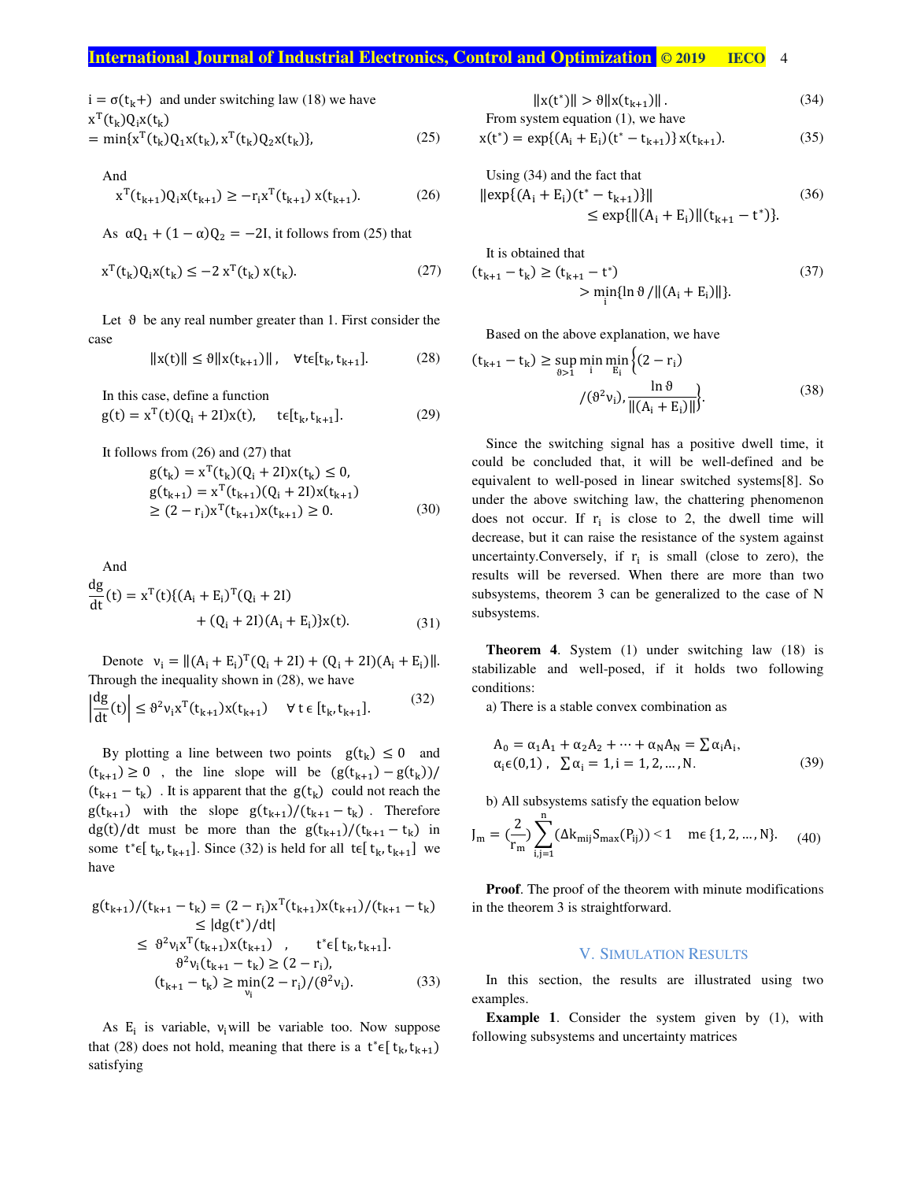$i = \sigma(t_k+)$ and under switching law (18) we have

$$x^T(t_k)Q_i x(t_k) = \min\{x^T(t_k)Q_1 x(t_k), x^T(t_k)Q_2 x(t_k)\}, \tag{25}$$

And

$$x^T(t_{k+1})Q_i x(t_{k+1}) \geq -r_i x^T(t_{k+1})\, x(t_{k+1}). \tag{26}$$

As $\alpha Q_1 + (1-\alpha)Q_2 = -2I$, it follows from (25) that

$$x^T(t_k)Q_i x(t_k) \leq -2\, x^T(t_k)\, x(t_k). \tag{27}$$

Let $\vartheta$ be any real number greater than 1. First consider the case

$$\|x(t)\| \leq \vartheta \|x(t_{k+1})\|, \quad \forall t \epsilon [t_k, t_{k+1}]. \tag{28}$$

In this case, define a function

$$g(t) = x^T(t)(Q_i + 2I)x(t), \quad t \epsilon [t_k, t_{k+1}]. \tag{29}$$

It follows from (26) and (27) that

$$\begin{aligned} g(t_k) &= x^T(t_k)(Q_i + 2I)x(t_k) \leq 0, \\ g(t_{k+1}) &= x^T(t_{k+1})(Q_i + 2I)x(t_{k+1}) \\ &\geq (2 - r_i)x^T(t_{k+1})x(t_{k+1}) \geq 0. \end{aligned} \tag{30}$$

And

$$\frac{dg}{dt}(t) = x^T(t)\{(A_i + E_i)^T(Q_i + 2I) + (Q_i + 2I)(A_i + E_i)\}x(t). \tag{31}$$

Denote $\nu_i = \|(A_i + E_i)^T(Q_i + 2I) + (Q_i + 2I)(A_i + E_i)\|$. Through the inequality shown in (28), we have

$$\left|\frac{dg}{dt}(t)\right| \leq \vartheta^2 \nu_i x^T(t_{k+1})x(t_{k+1}) \quad \forall\, t \in [t_k, t_{k+1}]. \tag{32}$$

By plotting a line between two points $g(t_k) \leq 0$ and $(t_{k+1}) \geq 0$, the line slope will be $(g(t_{k+1}) - g(t_k))/(t_{k+1} - t_k)$. It is apparent that the $g(t_k)$ could not reach the $g(t_{k+1})$ with the slope $g(t_{k+1})/(t_{k+1} - t_k)$. Therefore $dg(t)/dt$ must be more than the $g(t_{k+1})/(t_{k+1} - t_k)$ in some $t^* \epsilon [t_k, t_{k+1}]$. Since (32) is held for all $t \epsilon [t_k, t_{k+1}]$ we have

$$\begin{aligned} g(t_{k+1})/(t_{k+1} - t_k) &= (2 - r_i)x^T(t_{k+1})x(t_{k+1})/(t_{k+1} - t_k) \\ &\leq |dg(t^*)/dt| \\ &\leq \vartheta^2 \nu_i x^T(t_{k+1})x(t_{k+1}), \quad t^* \epsilon [t_k, t_{k+1}]. \\ &\vartheta^2 \nu_i (t_{k+1} - t_k) \geq (2 - r_i), \\ &(t_{k+1} - t_k) \geq \min_{\nu_i}(2 - r_i)/(\vartheta^2 \nu_i). \end{aligned} \tag{33}$$

As $E_i$ is variable, $\nu_i$ will be variable too. Now suppose that (28) does not hold, meaning that there is a $t^* \epsilon [t_k, t_{k+1})$ satisfying

$$\|x(t^*)\| > \vartheta \|x(t_{k+1})\|. \tag{34}$$

From system equation (1), we have

$$x(t^*) = \exp\{(A_i + E_i)(t^* - t_{k+1})\}\, x(t_{k+1}). \tag{35}$$

Using (34) and the fact that

$$\|\exp\{(A_i + E_i)(t^* - t_{k+1})\}\| \leq \exp\{\|(A_i + E_i)\|(t_{k+1} - t^*)\}. \tag{36}$$

It is obtained that

$$(t_{k+1} - t_k) \geq (t_{k+1} - t^*) > \min_i\{\ln \vartheta / \|(A_i + E_i)\|\}. \tag{37}$$

Based on the above explanation, we have

$$(t_{k+1} - t_k) \geq \sup_{\vartheta > 1} \min_i \min_{E_i} \left\{(2 - r_i)/(\vartheta^2 \nu_i), \frac{\ln \vartheta}{\|(A_i + E_i)\|}\right\}. \tag{38}$$

Since the switching signal has a positive dwell time, it could be concluded that, it will be well-defined and be equivalent to well-posed in linear switched systems[8]. So under the above switching law, the chattering phenomenon does not occur. If $r_i$ is close to 2, the dwell time will decrease, but it can raise the resistance of the system against uncertainty.Conversely, if $r_i$ is small (close to zero), the results will be reversed. When there are more than two subsystems, theorem 3 can be generalized to the case of N subsystems.

**Theorem 4**. System (1) under switching law (18) is stabilizable and well-posed, if it holds two following conditions:

a) There is a stable convex combination as

$$A_0 = \alpha_1 A_1 + \alpha_2 A_2 + \cdots + \alpha_N A_N = \sum \alpha_i A_i, \quad \alpha_i \epsilon (0,1), \ \sum \alpha_i = 1, i = 1, 2, \ldots, N. \tag{39}$$

b) All subsystems satisfy the equation below

$$J_m = \left(\frac{2}{r_m}\right) \sum_{i,j=1}^{n} (\Delta k_{mij} S_{max}(P_{ij})) < 1 \quad m \epsilon \{1, 2, \ldots, N\}. \tag{40}$$

**Proof**. The proof of the theorem with minute modifications in the theorem 3 is straightforward.

## V. Simulation Results

In this section, the results are illustrated using two examples.

**Example 1**. Consider the system given by (1), with following subsystems and uncertainty matrices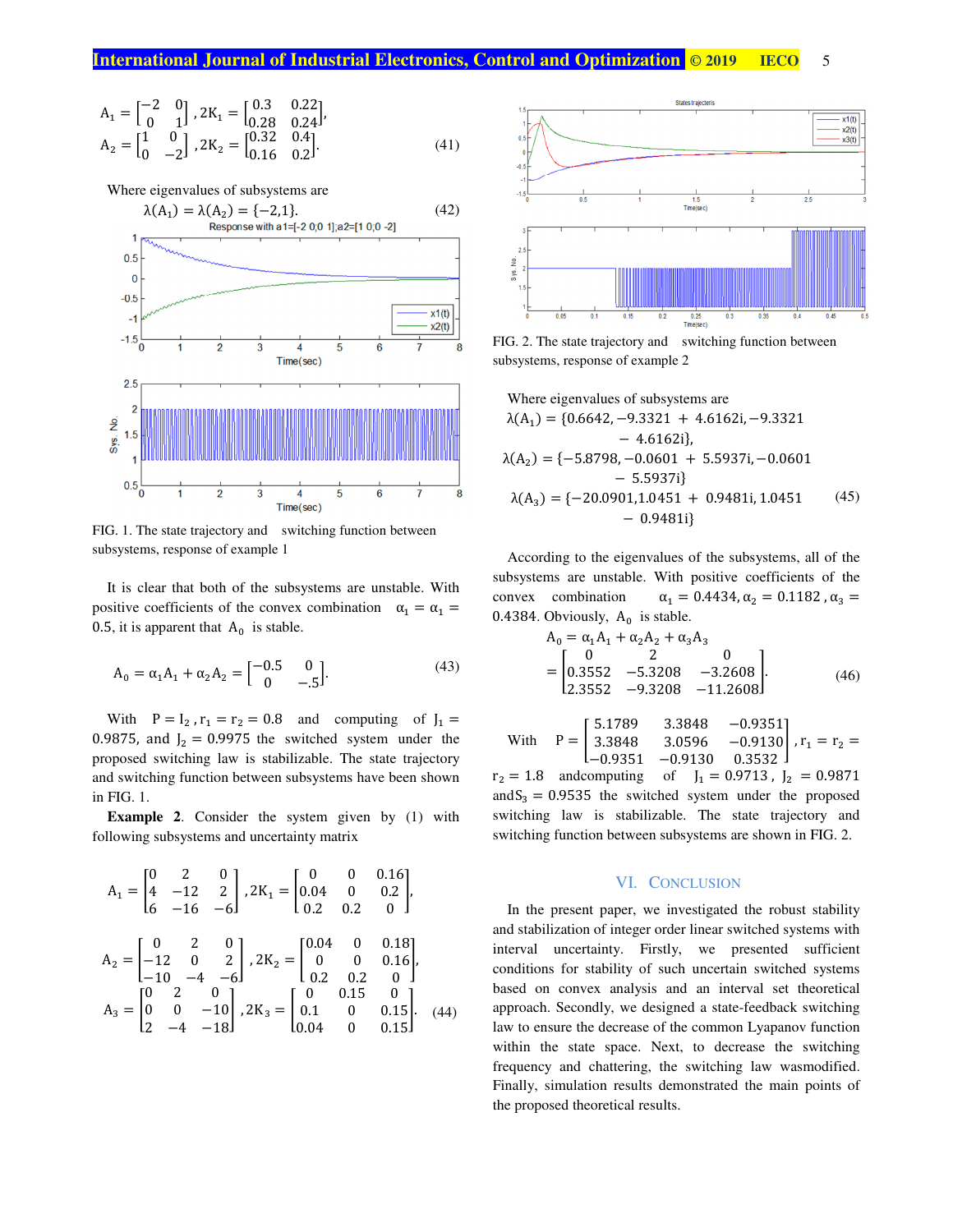$$A_1 = \begin{bmatrix} -2 & 0 \\ 0 & 1 \end{bmatrix}, 2K_1 = \begin{bmatrix} 0.3 & 0.22 \\ 0.28 & 0.24 \end{bmatrix},$$
$$A_2 = \begin{bmatrix} 1 & 0 \\ 0 & -2 \end{bmatrix}, 2K_2 = \begin{bmatrix} 0.32 & 0.4 \\ 0.16 & 0.2 \end{bmatrix}. \quad (41)$$

Where eigenvalues of subsystems are

$$\lambda(A_1) = \lambda(A_2) = \{-2,1\}. \quad (42)$$

FIG. 1. The state trajectory and switching function between subsystems, response of example 1

It is clear that both of the subsystems are unstable. With positive coefficients of the convex combination $\alpha_1 = \alpha_1 = 0.5$, it is apparent that $A_0$ is stable.

$$A_0 = \alpha_1 A_1 + \alpha_2 A_2 = \begin{bmatrix} -0.5 & 0 \\ 0 & -.5 \end{bmatrix}. \quad (43)$$

With $P = I_2, r_1 = r_2 = 0.8$ and computing of $J_1 = 0.9875$, and $J_2 = 0.9975$ the switched system under the proposed switching law is stabilizable. The state trajectory and switching function between subsystems have been shown in FIG. 1.

**Example 2**. Consider the system given by (1) with following subsystems and uncertainty matrix

$$A_1 = \begin{bmatrix} 0 & 2 & 0 \\ 4 & -12 & 2 \\ 6 & -16 & -6 \end{bmatrix}, 2K_1 = \begin{bmatrix} 0 & 0 & 0.16 \\ 0.04 & 0 & 0.2 \\ 0.2 & 0.2 & 0 \end{bmatrix},$$

$$A_2 = \begin{bmatrix} 0 & 2 & 0 \\ -12 & 0 & 2 \\ -10 & -4 & -6 \end{bmatrix}, 2K_2 = \begin{bmatrix} 0.04 & 0 & 0.18 \\ 0 & 0 & 0.16 \\ 0.2 & 0.2 & 0 \end{bmatrix},$$
$$A_3 = \begin{bmatrix} 0 & 2 & 0 \\ 0 & 0 & -10 \\ 2 & -4 & -18 \end{bmatrix}, 2K_3 = \begin{bmatrix} 0 & 0.15 & 0 \\ 0.1 & 0 & 0.15 \\ 0.04 & 0 & 0.15 \end{bmatrix}. \quad (44)$$

FIG. 2. The state trajectory and switching function between subsystems, response of example 2

Where eigenvalues of subsystems are

$$\lambda(A_1) = \{0.6642, -9.3321 + 4.6162i, -9.3321 - 4.6162i\},$$
$$\lambda(A_2) = \{-5.8798, -0.0601 + 5.5937i, -0.0601 - 5.5937i\}$$
$$\lambda(A_3) = \{-20.0901, 1.0451 + 0.9481i, 1.0451 - 0.9481i\} \quad (45)$$

According to the eigenvalues of the subsystems, all of the subsystems are unstable. With positive coefficients of the convex combination $\alpha_1 = 0.4434, \alpha_2 = 0.1182, \alpha_3 = 0.4384$. Obviously, $A_0$ is stable.

$$A_0 = \alpha_1 A_1 + \alpha_2 A_2 + \alpha_3 A_3 = \begin{bmatrix} 0 & 2 & 0 \\ 0.3552 & -5.3208 & -3.2608 \\ 2.3552 & -9.3208 & -11.2608 \end{bmatrix}. \quad (46)$$

With $P = \begin{bmatrix} 5.1789 & 3.3848 & -0.9351 \\ 3.3848 & 3.0596 & -0.9130 \\ -0.9351 & -0.9130 & 0.3532 \end{bmatrix}, r_1 = r_2 = r_2 = 1.8$ andcomputing of $J_1 = 0.9713$, $J_2 = 0.9871$ and $S_3 = 0.9535$ the switched system under the proposed switching law is stabilizable. The state trajectory and switching function between subsystems are shown in FIG. 2.

## VI. Conclusion

In the present paper, we investigated the robust stability and stabilization of integer order linear switched systems with interval uncertainty. Firstly, we presented sufficient conditions for stability of such uncertain switched systems based on convex analysis and an interval set theoretical approach. Secondly, we designed a state-feedback switching law to ensure the decrease of the common Lyapanov function within the state space. Next, to decrease the switching frequency and chattering, the switching law wasmodified. Finally, simulation results demonstrated the main points of the proposed theoretical results.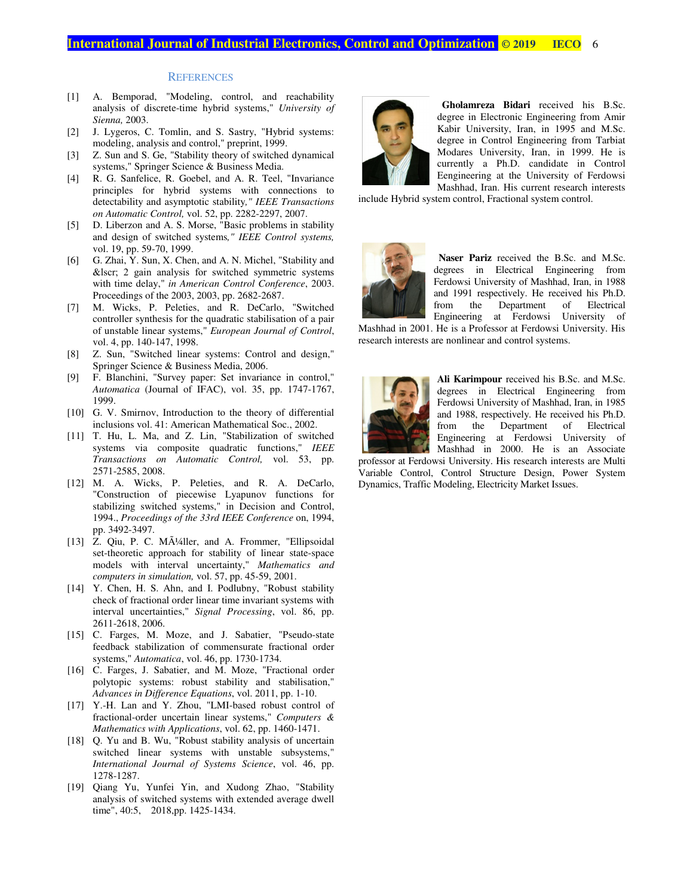## REFERENCES

[1] A. Bemporad, "Modeling, control, and reachability analysis of discrete-time hybrid systems," *University of Sienna,* 2003.

[2] J. Lygeros, C. Tomlin, and S. Sastry, "Hybrid systems: modeling, analysis and control," preprint, 1999.

[3] Z. Sun and S. Ge, "Stability theory of switched dynamical systems," Springer Science & Business Media.

[4] R. G. Sanfelice, R. Goebel, and A. R. Teel, "Invariance principles for hybrid systems with connections to detectability and asymptotic stability," *IEEE Transactions on Automatic Control,* vol. 52, pp. 2282-2297, 2007.

[5] D. Liberzon and A. S. Morse, "Basic problems in stability and design of switched systems," *IEEE Control systems,* vol. 19, pp. 59-70, 1999.

[6] G. Zhai, Y. Sun, X. Chen, and A. N. Michel, "Stability and &lscr; 2 gain analysis for switched symmetric systems with time delay," *in American Control Conference*, 2003. Proceedings of the 2003, 2003, pp. 2682-2687.

[7] M. Wicks, P. Peleties, and R. DeCarlo, "Switched controller synthesis for the quadratic stabilisation of a pair of unstable linear systems," *European Journal of Control*, vol. 4, pp. 140-147, 1998.

[8] Z. Sun, "Switched linear systems: Control and design," Springer Science & Business Media, 2006.

[9] F. Blanchini, "Survey paper: Set invariance in control," *Automatica* (Journal of IFAC), vol. 35, pp. 1747-1767, 1999.

[10] G. V. Smirnov, Introduction to the theory of differential inclusions vol. 41: American Mathematical Soc., 2002.

[11] T. Hu, L. Ma, and Z. Lin, "Stabilization of switched systems via composite quadratic functions," *IEEE Transactions on Automatic Control,* vol. 53, pp. 2571-2585, 2008.

[12] M. A. Wicks, P. Peleties, and R. A. DeCarlo, "Construction of piecewise Lyapunov functions for stabilizing switched systems," in Decision and Control, 1994., *Proceedings of the 33rd IEEE Conference* on, 1994, pp. 3492-3497.

[13] Z. Qiu, P. C. MÃ¼ller, and A. Frommer, "Ellipsoidal set-theoretic approach for stability of linear state-space models with interval uncertainty," *Mathematics and computers in simulation,* vol. 57, pp. 45-59, 2001.

[14] Y. Chen, H. S. Ahn, and I. Podlubny, "Robust stability check of fractional order linear time invariant systems with interval uncertainties," *Signal Processing*, vol. 86, pp. 2611-2618, 2006.

[15] C. Farges, M. Moze, and J. Sabatier, "Pseudo-state feedback stabilization of commensurate fractional order systems," *Automatica*, vol. 46, pp. 1730-1734.

[16] C. Farges, J. Sabatier, and M. Moze, "Fractional order polytopic systems: robust stability and stabilisation," *Advances in Difference Equations*, vol. 2011, pp. 1-10.

[17] Y.-H. Lan and Y. Zhou, "LMI-based robust control of fractional-order uncertain linear systems," *Computers & Mathematics with Applications*, vol. 62, pp. 1460-1471.

[18] Q. Yu and B. Wu, "Robust stability analysis of uncertain switched linear systems with unstable subsystems," *International Journal of Systems Science*, vol. 46, pp. 1278-1287.

[19] Qiang Yu, Yunfei Yin, and Xudong Zhao, "Stability analysis of switched systems with extended average dwell time", 40:5, 2018,pp. 1425-1434.

**Gholamreza Bidari** received his B.Sc. degree in Electronic Engineering from Amir Kabir University, Iran, in 1995 and M.Sc. degree in Control Engineering from Tarbiat Modares University, Iran, in 1999. He is currently a Ph.D. candidate in Control Engineering at the University of Ferdowsi Mashhad, Iran. His current research interests include Hybrid system control, Fractional system control.

**Naser Pariz** received the B.Sc. and M.Sc. degrees in Electrical Engineering from Ferdowsi University of Mashhad, Iran, in 1988 and 1991 respectively. He received his Ph.D. from the Department of Electrical Engineering at Ferdowsi University of Mashhad in 2001. He is a Professor at Ferdowsi University. His research interests are nonlinear and control systems.

**Ali Karimpour** received his B.Sc. and M.Sc. degrees in Electrical Engineering from Ferdowsi University of Mashhad, Iran, in 1985 and 1988, respectively. He received his Ph.D. from the Department of Electrical Engineering at Ferdowsi University of Mashhad in 2000. He is an Associate professor at Ferdowsi University. His research interests are Multi Variable Control, Control Structure Design, Power System Dynamics, Traffic Modeling, Electricity Market Issues.